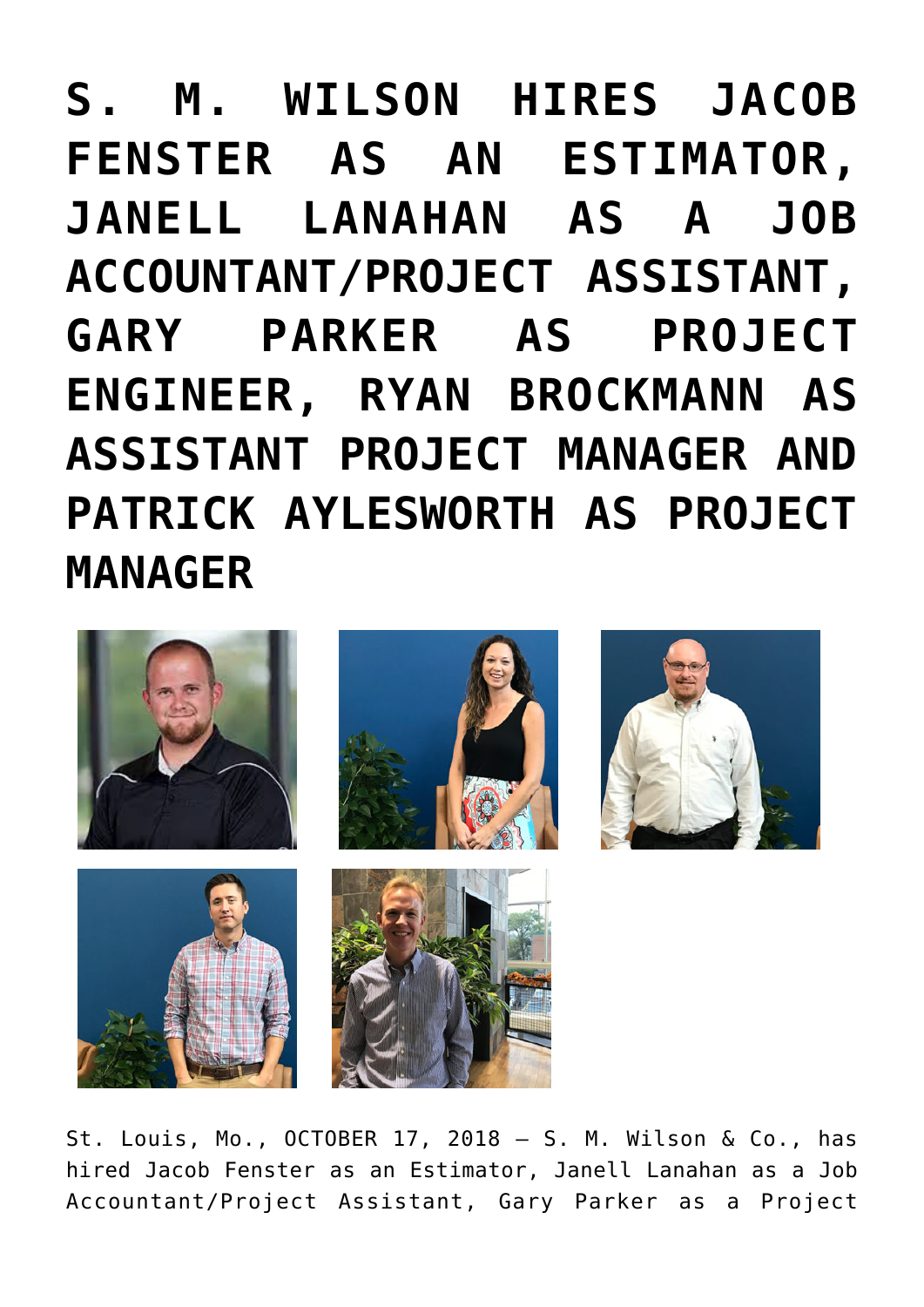# S. M. WILSON HIRES JACOB FENSTER AS AN ESTIMATOR, JANELL LANAHAN AS A JOB ACCOUNTANT/PROJECT ASSISTANT, GARY PARKER AS PROJECT ENGINEER, RYAN BROCKMANN AS ASSISTANT PROJECT MANAGER AND PATRICK AYLESWORTH AS PROJECT MANAGER

St. Louis, Mo., OCTOBER 17, 2018 – S. M. Wilson & Co., has hired Jacob Fenster as an Estimator, Janell Lanahan as a Job Accountant/Project Assistant, Gary Parker as a Project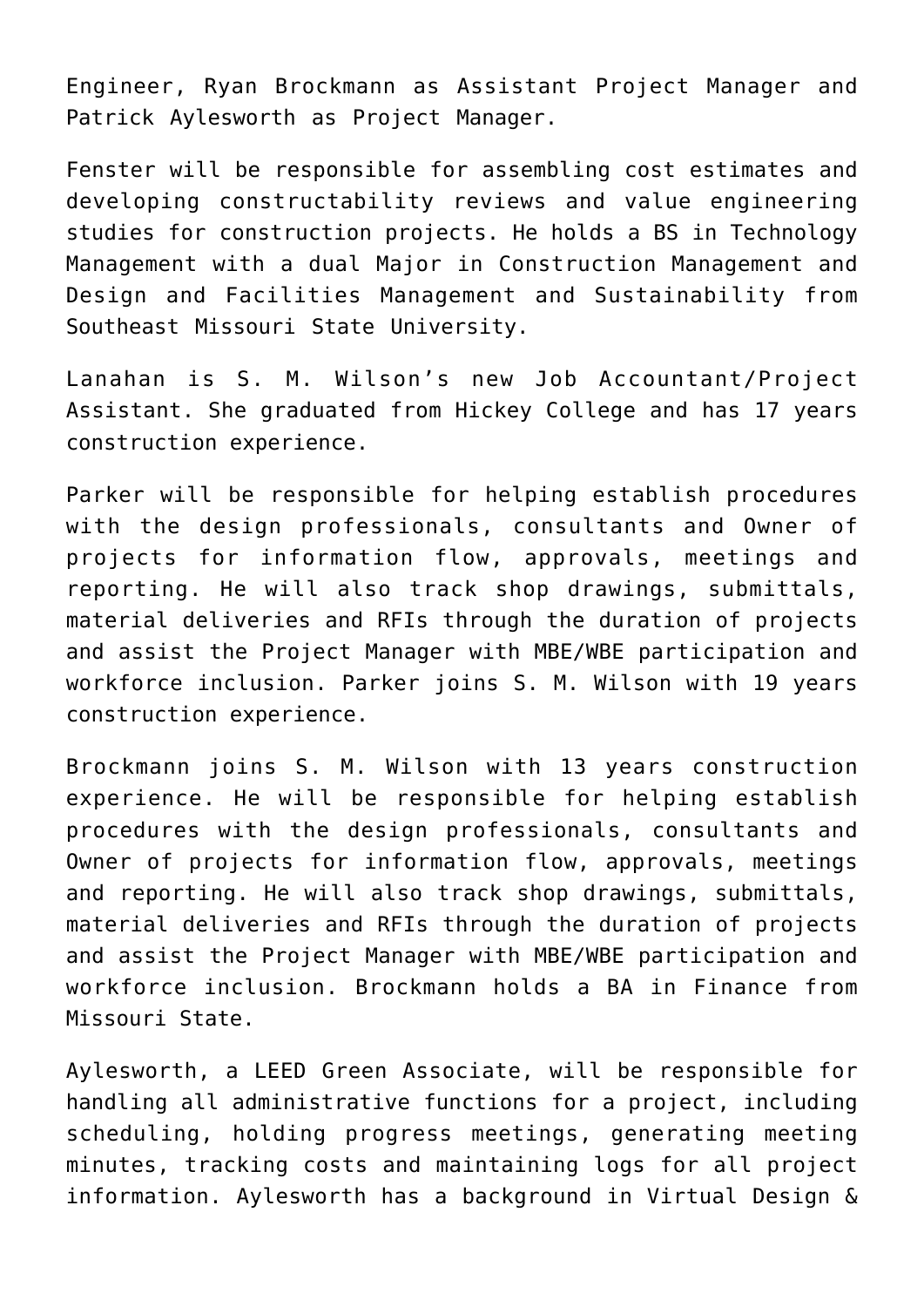Engineer, Ryan Brockmann as Assistant Project Manager and Patrick Aylesworth as Project Manager.

Fenster will be responsible for assembling cost estimates and developing constructability reviews and value engineering studies for construction projects. He holds a BS in Technology Management with a dual Major in Construction Management and Design and Facilities Management and Sustainability from Southeast Missouri State University.

Lanahan is S. M. Wilson's new Job Accountant/Project Assistant. She graduated from Hickey College and has 17 years construction experience.

Parker will be responsible for helping establish procedures with the design professionals, consultants and Owner of projects for information flow, approvals, meetings and reporting. He will also track shop drawings, submittals, material deliveries and RFIs through the duration of projects and assist the Project Manager with MBE/WBE participation and workforce inclusion. Parker joins S. M. Wilson with 19 years construction experience.

Brockmann joins S. M. Wilson with 13 years construction experience. He will be responsible for helping establish procedures with the design professionals, consultants and Owner of projects for information flow, approvals, meetings and reporting. He will also track shop drawings, submittals, material deliveries and RFIs through the duration of projects and assist the Project Manager with MBE/WBE participation and workforce inclusion. Brockmann holds a BA in Finance from Missouri State.

Aylesworth, a LEED Green Associate, will be responsible for handling all administrative functions for a project, including scheduling, holding progress meetings, generating meeting minutes, tracking costs and maintaining logs for all project information. Aylesworth has a background in Virtual Design &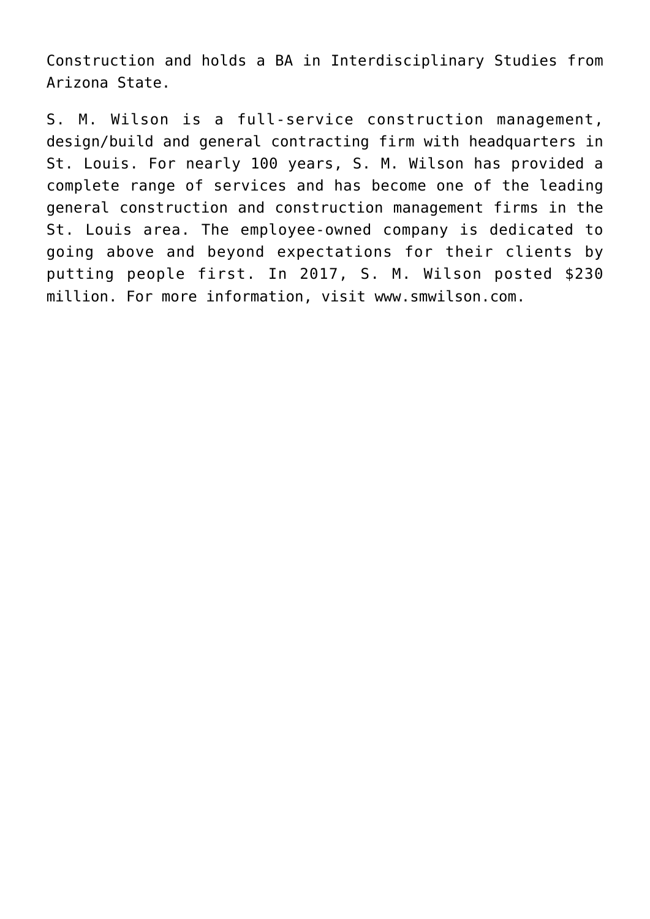Construction and holds a BA in Interdisciplinary Studies from Arizona State.

S. M. Wilson is a full-service construction management, design/build and general contracting firm with headquarters in St. Louis. For nearly 100 years, S. M. Wilson has provided a complete range of services and has become one of the leading general construction and construction management firms in the St. Louis area. The employee-owned company is dedicated to going above and beyond expectations for their clients by putting people first. In 2017, S. M. Wilson posted $230 million. For more information, visit www.smwilson.com.